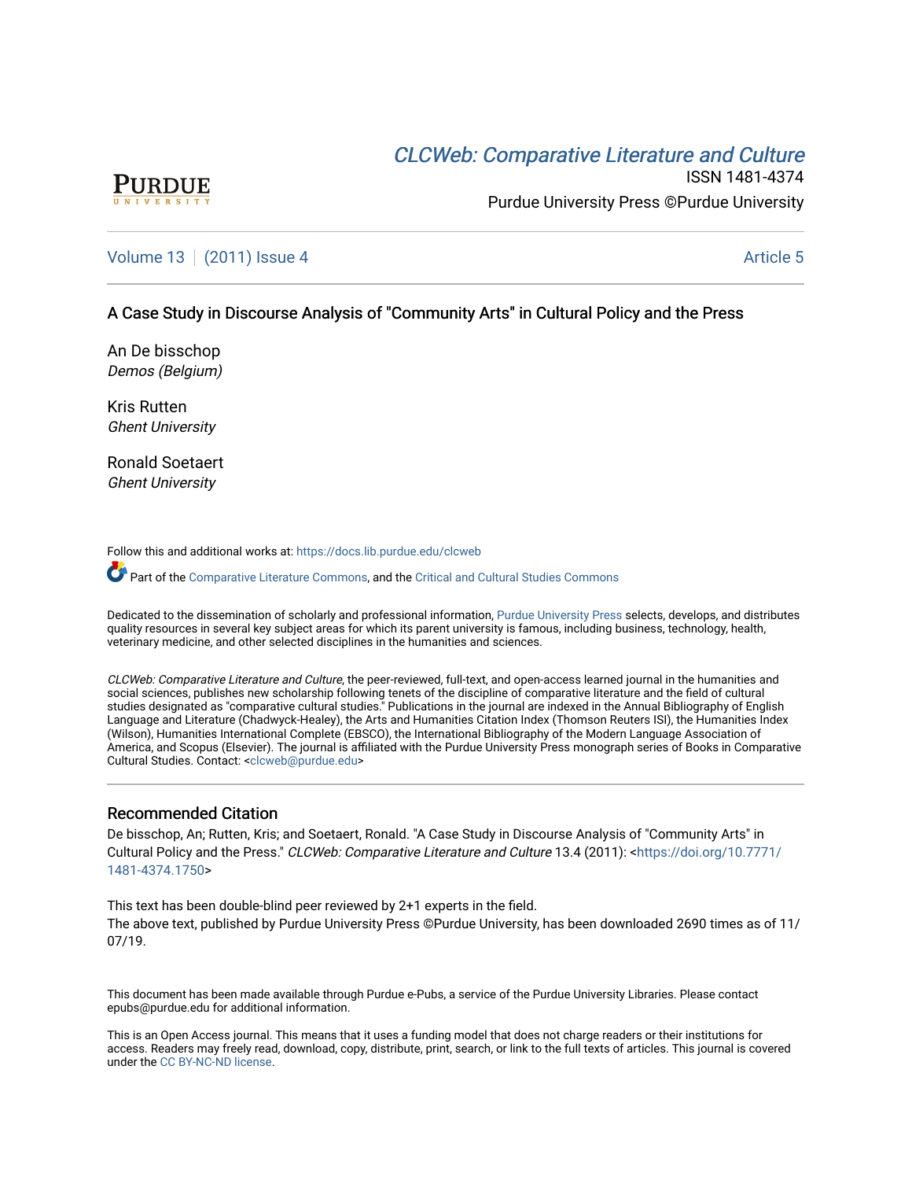PURDUE UNIVERSITY

# *CLCWeb: Comparative Literature and Culture*

ISSN 1481-4374

Purdue University Press ©Purdue University

Volume 13 | (2011) Issue 4 | Article 5

## A Case Study in Discourse Analysis of "Community Arts" in Cultural Policy and the Press

An De bisschop
*Demos (Belgium)*

Kris Rutten
*Ghent University*

Ronald Soetaert
*Ghent University*

Follow this and additional works at: https://docs.lib.purdue.edu/clcweb

Part of the Comparative Literature Commons, and the Critical and Cultural Studies Commons

Dedicated to the dissemination of scholarly and professional information, Purdue University Press selects, develops, and distributes quality resources in several key subject areas for which its parent university is famous, including business, technology, health, veterinary medicine, and other selected disciplines in the humanities and sciences.

*CLCWeb: Comparative Literature and Culture*, the peer-reviewed, full-text, and open-access learned journal in the humanities and social sciences, publishes new scholarship following tenets of the discipline of comparative literature and the field of cultural studies designated as "comparative cultural studies." Publications in the journal are indexed in the Annual Bibliography of English Language and Literature (Chadwyck-Healey), the Arts and Humanities Citation Index (Thomson Reuters ISI), the Humanities Index (Wilson), Humanities International Complete (EBSCO), the International Bibliography of the Modern Language Association of America, and Scopus (Elsevier). The journal is affiliated with the Purdue University Press monograph series of Books in Comparative Cultural Studies. Contact: <clcweb@purdue.edu>

### Recommended Citation

De bisschop, An; Rutten, Kris; and Soetaert, Ronald. "A Case Study in Discourse Analysis of "Community Arts" in Cultural Policy and the Press." *CLCWeb: Comparative Literature and Culture* 13.4 (2011): <https://doi.org/10.7771/1481-4374.1750>

This text has been double-blind peer reviewed by 2+1 experts in the field.
The above text, published by Purdue University Press ©Purdue University, has been downloaded 2690 times as of 11/07/19.

This document has been made available through Purdue e-Pubs, a service of the Purdue University Libraries. Please contact epubs@purdue.edu for additional information.

This is an Open Access journal. This means that it uses a funding model that does not charge readers or their institutions for access. Readers may freely read, download, copy, distribute, print, search, or link to the full texts of articles. This journal is covered under the CC BY-NC-ND license.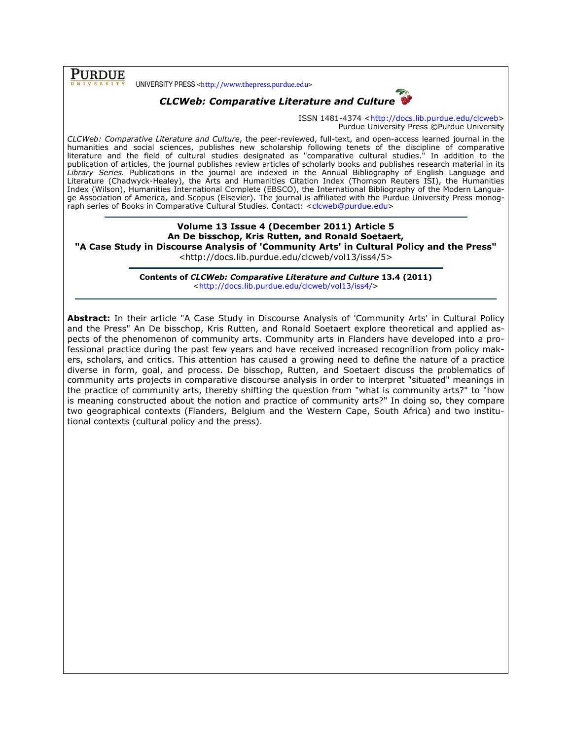PURDUE UNIVERSITY PRESS <http://www.thepress.purdue.edu>

# *CLCWeb: Comparative Literature and Culture*

ISSN 1481-4374 <http://docs.lib.purdue.edu/clcweb>
Purdue University Press ©Purdue University

*CLCWeb: Comparative Literature and Culture*, the peer-reviewed, full-text, and open-access learned journal in the humanities and social sciences, publishes new scholarship following tenets of the discipline of comparative literature and the field of cultural studies designated as "comparative cultural studies." In addition to the publication of articles, the journal publishes review articles of scholarly books and publishes research material in its *Library Series*. Publications in the journal are indexed in the Annual Bibliography of English Language and Literature (Chadwyck-Healey), the Arts and Humanities Citation Index (Thomson Reuters ISI), the Humanities Index (Wilson), Humanities International Complete (EBSCO), the International Bibliography of the Modern Language Association of America, and Scopus (Elsevier). The journal is affiliated with the Purdue University Press monograph series of Books in Comparative Cultural Studies. Contact: <clcweb@purdue.edu>

**Volume 13 Issue 4 (December 2011) Article 5**
**An De bisschop, Kris Rutten, and Ronald Soetaert,**
**"A Case Study in Discourse Analysis of 'Community Arts' in Cultural Policy and the Press"**
<http://docs.lib.purdue.edu/clcweb/vol13/iss4/5>

**Contents of *CLCWeb: Comparative Literature and Culture* 13.4 (2011)**
<http://docs.lib.purdue.edu/clcweb/vol13/iss4/>

**Abstract:** In their article "A Case Study in Discourse Analysis of 'Community Arts' in Cultural Policy and the Press" An De bisschop, Kris Rutten, and Ronald Soetaert explore theoretical and applied aspects of the phenomenon of community arts. Community arts in Flanders have developed into a professional practice during the past few years and have received increased recognition from policy makers, scholars, and critics. This attention has caused a growing need to define the nature of a practice diverse in form, goal, and process. De bisschop, Rutten, and Soetaert discuss the problematics of community arts projects in comparative discourse analysis in order to interpret "situated" meanings in the practice of community arts, thereby shifting the question from "what is community arts?" to "how is meaning constructed about the notion and practice of community arts?" In doing so, they compare two geographical contexts (Flanders, Belgium and the Western Cape, South Africa) and two institutional contexts (cultural policy and the press).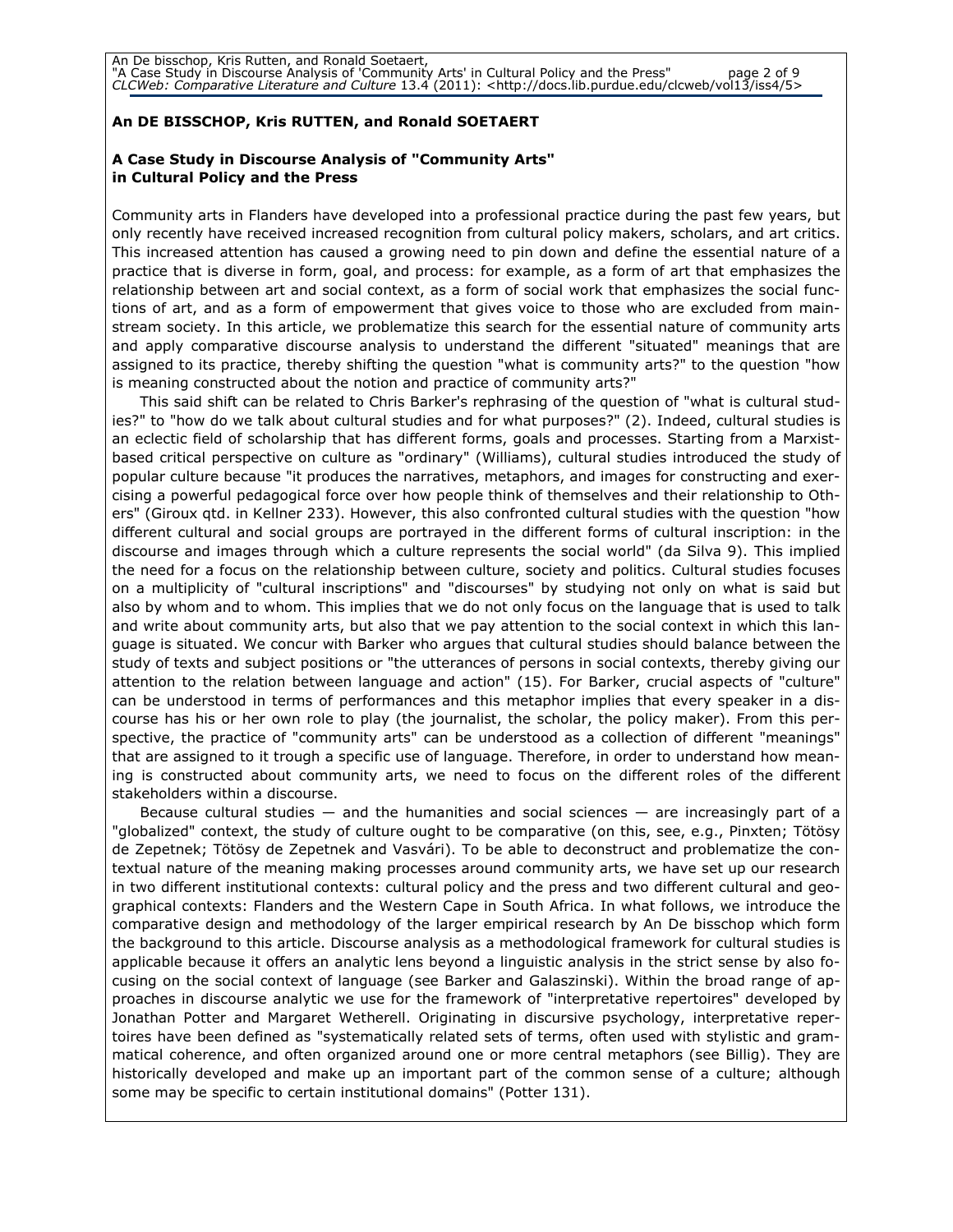**An DE BISSCHOP, Kris RUTTEN, and Ronald SOETAERT**

**A Case Study in Discourse Analysis of "Community Arts" in Cultural Policy and the Press**

Community arts in Flanders have developed into a professional practice during the past few years, but only recently have received increased recognition from cultural policy makers, scholars, and art critics. This increased attention has caused a growing need to pin down and define the essential nature of a practice that is diverse in form, goal, and process: for example, as a form of art that emphasizes the relationship between art and social context, as a form of social work that emphasizes the social functions of art, and as a form of empowerment that gives voice to those who are excluded from mainstream society. In this article, we problematize this search for the essential nature of community arts and apply comparative discourse analysis to understand the different "situated" meanings that are assigned to its practice, thereby shifting the question "what is community arts?" to the question "how is meaning constructed about the notion and practice of community arts?"

This said shift can be related to Chris Barker's rephrasing of the question of "what is cultural studies?" to "how do we talk about cultural studies and for what purposes?" (2). Indeed, cultural studies is an eclectic field of scholarship that has different forms, goals and processes. Starting from a Marxist-based critical perspective on culture as "ordinary" (Williams), cultural studies introduced the study of popular culture because "it produces the narratives, metaphors, and images for constructing and exercising a powerful pedagogical force over how people think of themselves and their relationship to Others" (Giroux qtd. in Kellner 233). However, this also confronted cultural studies with the question "how different cultural and social groups are portrayed in the different forms of cultural inscription: in the discourse and images through which a culture represents the social world" (da Silva 9). This implied the need for a focus on the relationship between culture, society and politics. Cultural studies focuses on a multiplicity of "cultural inscriptions" and "discourses" by studying not only on what is said but also by whom and to whom. This implies that we do not only focus on the language that is used to talk and write about community arts, but also that we pay attention to the social context in which this language is situated. We concur with Barker who argues that cultural studies should balance between the study of texts and subject positions or "the utterances of persons in social contexts, thereby giving our attention to the relation between language and action" (15). For Barker, crucial aspects of "culture" can be understood in terms of performances and this metaphor implies that every speaker in a discourse has his or her own role to play (the journalist, the scholar, the policy maker). From this perspective, the practice of "community arts" can be understood as a collection of different "meanings" that are assigned to it trough a specific use of language. Therefore, in order to understand how meaning is constructed about community arts, we need to focus on the different roles of the different stakeholders within a discourse.

Because cultural studies — and the humanities and social sciences — are increasingly part of a "globalized" context, the study of culture ought to be comparative (on this, see, e.g., Pinxten; Tötösy de Zepetnek; Tötösy de Zepetnek and Vasvári). To be able to deconstruct and problematize the contextual nature of the meaning making processes around community arts, we have set up our research in two different institutional contexts: cultural policy and the press and two different cultural and geographical contexts: Flanders and the Western Cape in South Africa. In what follows, we introduce the comparative design and methodology of the larger empirical research by An De bisschop which form the background to this article. Discourse analysis as a methodological framework for cultural studies is applicable because it offers an analytic lens beyond a linguistic analysis in the strict sense by also focusing on the social context of language (see Barker and Galaszinski). Within the broad range of approaches in discourse analytic we use for the framework of "interpretative repertoires" developed by Jonathan Potter and Margaret Wetherell. Originating in discursive psychology, interpretative repertoires have been defined as "systematically related sets of terms, often used with stylistic and grammatical coherence, and often organized around one or more central metaphors (see Billig). They are historically developed and make up an important part of the common sense of a culture; although some may be specific to certain institutional domains" (Potter 131).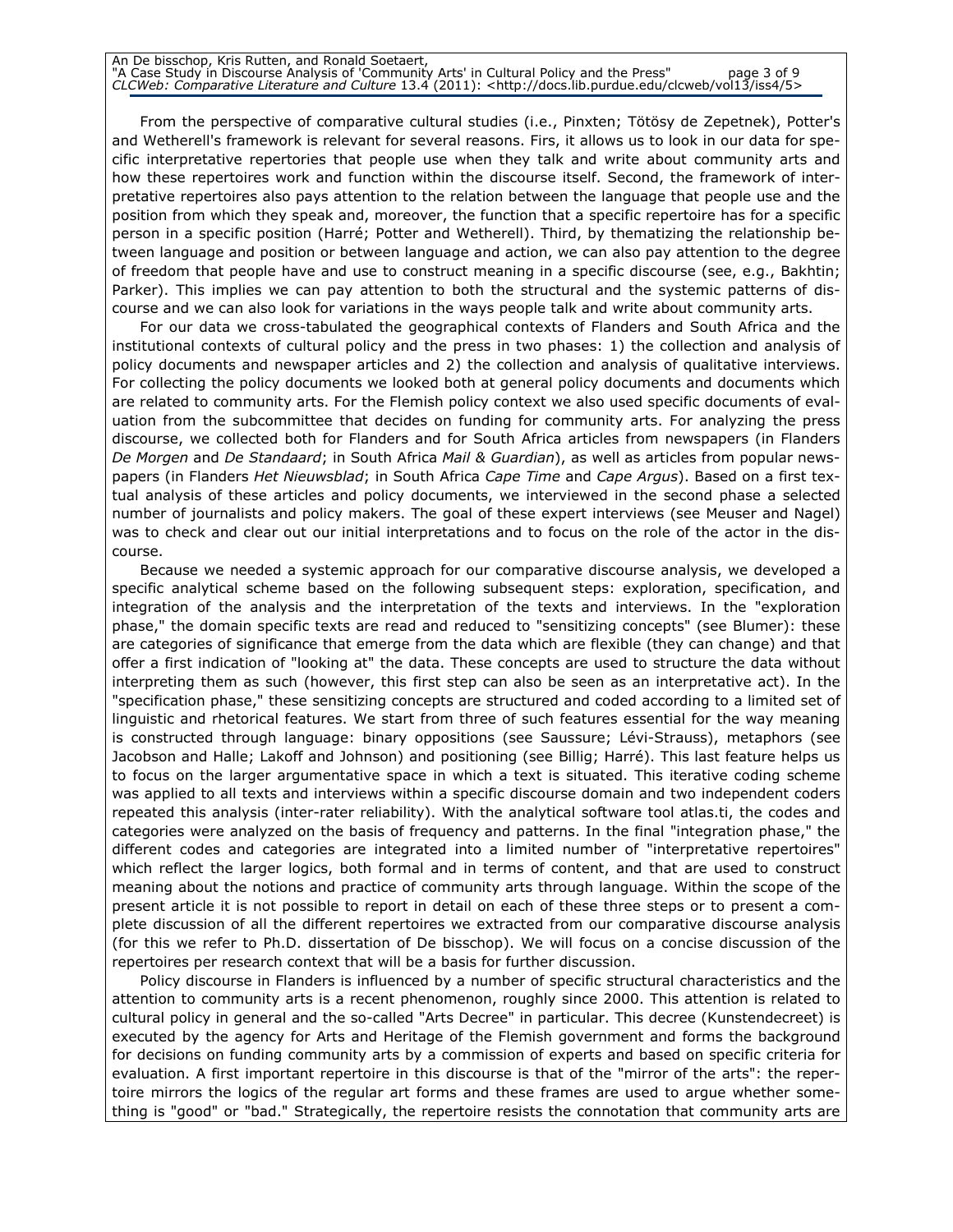From the perspective of comparative cultural studies (i.e., Pinxten; Tötösy de Zepetnek), Potter's and Wetherell's framework is relevant for several reasons. Firs, it allows us to look in our data for specific interpretative repertories that people use when they talk and write about community arts and how these repertoires work and function within the discourse itself. Second, the framework of interpretative repertoires also pays attention to the relation between the language that people use and the position from which they speak and, moreover, the function that a specific repertoire has for a specific person in a specific position (Harré; Potter and Wetherell). Third, by thematizing the relationship between language and position or between language and action, we can also pay attention to the degree of freedom that people have and use to construct meaning in a specific discourse (see, e.g., Bakhtin; Parker). This implies we can pay attention to both the structural and the systemic patterns of discourse and we can also look for variations in the ways people talk and write about community arts.

For our data we cross-tabulated the geographical contexts of Flanders and South Africa and the institutional contexts of cultural policy and the press in two phases: 1) the collection and analysis of policy documents and newspaper articles and 2) the collection and analysis of qualitative interviews. For collecting the policy documents we looked both at general policy documents and documents which are related to community arts. For the Flemish policy context we also used specific documents of evaluation from the subcommittee that decides on funding for community arts. For analyzing the press discourse, we collected both for Flanders and for South Africa articles from newspapers (in Flanders *De Morgen* and *De Standaard*; in South Africa *Mail & Guardian*), as well as articles from popular newspapers (in Flanders *Het Nieuwsblad*; in South Africa *Cape Time* and *Cape Argus*). Based on a first textual analysis of these articles and policy documents, we interviewed in the second phase a selected number of journalists and policy makers. The goal of these expert interviews (see Meuser and Nagel) was to check and clear out our initial interpretations and to focus on the role of the actor in the discourse.

Because we needed a systemic approach for our comparative discourse analysis, we developed a specific analytical scheme based on the following subsequent steps: exploration, specification, and integration of the analysis and the interpretation of the texts and interviews. In the "exploration phase," the domain specific texts are read and reduced to "sensitizing concepts" (see Blumer): these are categories of significance that emerge from the data which are flexible (they can change) and that offer a first indication of "looking at" the data. These concepts are used to structure the data without interpreting them as such (however, this first step can also be seen as an interpretative act). In the "specification phase," these sensitizing concepts are structured and coded according to a limited set of linguistic and rhetorical features. We start from three of such features essential for the way meaning is constructed through language: binary oppositions (see Saussure; Lévi-Strauss), metaphors (see Jacobson and Halle; Lakoff and Johnson) and positioning (see Billig; Harré). This last feature helps us to focus on the larger argumentative space in which a text is situated. This iterative coding scheme was applied to all texts and interviews within a specific discourse domain and two independent coders repeated this analysis (inter-rater reliability). With the analytical software tool atlas.ti, the codes and categories were analyzed on the basis of frequency and patterns. In the final "integration phase," the different codes and categories are integrated into a limited number of "interpretative repertoires" which reflect the larger logics, both formal and in terms of content, and that are used to construct meaning about the notions and practice of community arts through language. Within the scope of the present article it is not possible to report in detail on each of these three steps or to present a complete discussion of all the different repertoires we extracted from our comparative discourse analysis (for this we refer to Ph.D. dissertation of De bisschop). We will focus on a concise discussion of the repertoires per research context that will be a basis for further discussion.

Policy discourse in Flanders is influenced by a number of specific structural characteristics and the attention to community arts is a recent phenomenon, roughly since 2000. This attention is related to cultural policy in general and the so-called "Arts Decree" in particular. This decree (Kunstendecreet) is executed by the agency for Arts and Heritage of the Flemish government and forms the background for decisions on funding community arts by a commission of experts and based on specific criteria for evaluation. A first important repertoire in this discourse is that of the "mirror of the arts": the repertoire mirrors the logics of the regular art forms and these frames are used to argue whether something is "good" or "bad." Strategically, the repertoire resists the connotation that community arts are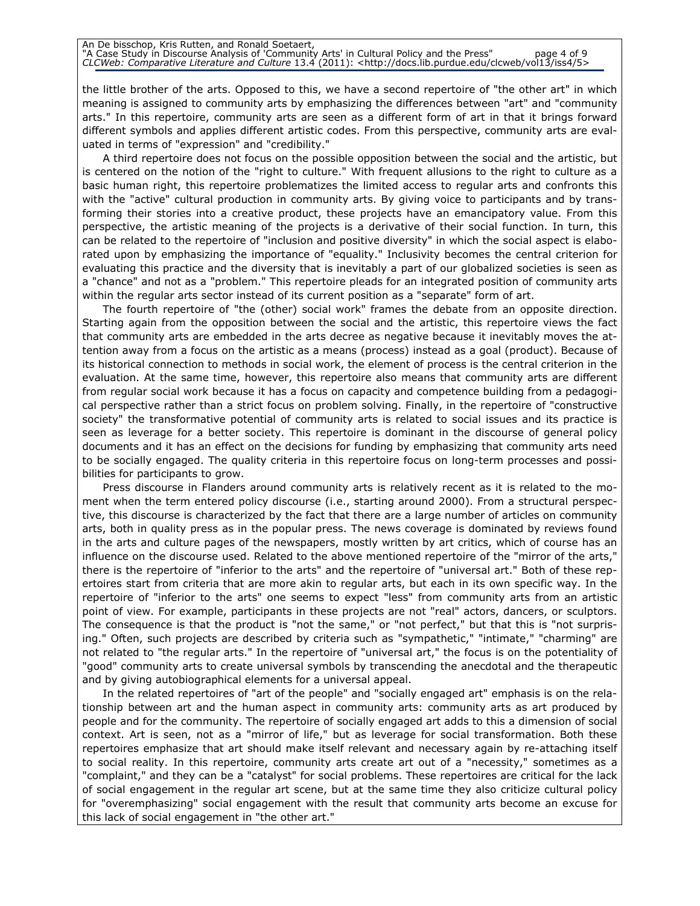the little brother of the arts. Opposed to this, we have a second repertoire of "the other art" in which meaning is assigned to community arts by emphasizing the differences between "art" and "community arts." In this repertoire, community arts are seen as a different form of art in that it brings forward different symbols and applies different artistic codes. From this perspective, community arts are evaluated in terms of "expression" and "credibility."

A third repertoire does not focus on the possible opposition between the social and the artistic, but is centered on the notion of the "right to culture." With frequent allusions to the right to culture as a basic human right, this repertoire problematizes the limited access to regular arts and confronts this with the "active" cultural production in community arts. By giving voice to participants and by transforming their stories into a creative product, these projects have an emancipatory value. From this perspective, the artistic meaning of the projects is a derivative of their social function. In turn, this can be related to the repertoire of "inclusion and positive diversity" in which the social aspect is elaborated upon by emphasizing the importance of "equality." Inclusivity becomes the central criterion for evaluating this practice and the diversity that is inevitably a part of our globalized societies is seen as a "chance" and not as a "problem." This repertoire pleads for an integrated position of community arts within the regular arts sector instead of its current position as a "separate" form of art.

The fourth repertoire of "the (other) social work" frames the debate from an opposite direction. Starting again from the opposition between the social and the artistic, this repertoire views the fact that community arts are embedded in the arts decree as negative because it inevitably moves the attention away from a focus on the artistic as a means (process) instead as a goal (product). Because of its historical connection to methods in social work, the element of process is the central criterion in the evaluation. At the same time, however, this repertoire also means that community arts are different from regular social work because it has a focus on capacity and competence building from a pedagogical perspective rather than a strict focus on problem solving. Finally, in the repertoire of "constructive society" the transformative potential of community arts is related to social issues and its practice is seen as leverage for a better society. This repertoire is dominant in the discourse of general policy documents and it has an effect on the decisions for funding by emphasizing that community arts need to be socially engaged. The quality criteria in this repertoire focus on long-term processes and possibilities for participants to grow.

Press discourse in Flanders around community arts is relatively recent as it is related to the moment when the term entered policy discourse (i.e., starting around 2000). From a structural perspective, this discourse is characterized by the fact that there are a large number of articles on community arts, both in quality press as in the popular press. The news coverage is dominated by reviews found in the arts and culture pages of the newspapers, mostly written by art critics, which of course has an influence on the discourse used. Related to the above mentioned repertoire of the "mirror of the arts," there is the repertoire of "inferior to the arts" and the repertoire of "universal art." Both of these repertoires start from criteria that are more akin to regular arts, but each in its own specific way. In the repertoire of "inferior to the arts" one seems to expect "less" from community arts from an artistic point of view. For example, participants in these projects are not "real" actors, dancers, or sculptors. The consequence is that the product is "not the same," or "not perfect," but that this is "not surprising." Often, such projects are described by criteria such as "sympathetic," "intimate," "charming" are not related to "the regular arts." In the repertoire of "universal art," the focus is on the potentiality of "good" community arts to create universal symbols by transcending the anecdotal and the therapeutic and by giving autobiographical elements for a universal appeal.

In the related repertoires of "art of the people" and "socially engaged art" emphasis is on the relationship between art and the human aspect in community arts: community arts as art produced by people and for the community. The repertoire of socially engaged art adds to this a dimension of social context. Art is seen, not as a "mirror of life," but as leverage for social transformation. Both these repertoires emphasize that art should make itself relevant and necessary again by re-attaching itself to social reality. In this repertoire, community arts create art out of a "necessity," sometimes as a "complaint," and they can be a "catalyst" for social problems. These repertoires are critical for the lack of social engagement in the regular art scene, but at the same time they also criticize cultural policy for "overemphasizing" social engagement with the result that community arts become an excuse for this lack of social engagement in "the other art."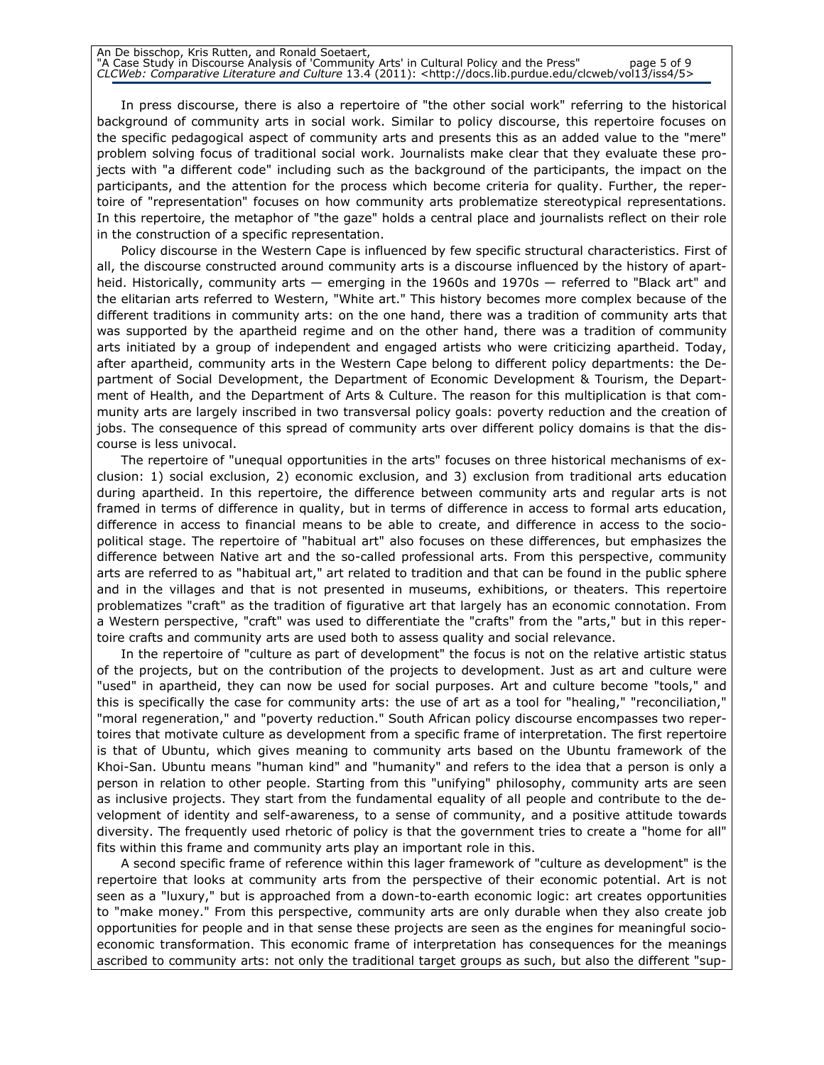In press discourse, there is also a repertoire of "the other social work" referring to the historical background of community arts in social work. Similar to policy discourse, this repertoire focuses on the specific pedagogical aspect of community arts and presents this as an added value to the "mere" problem solving focus of traditional social work. Journalists make clear that they evaluate these projects with "a different code" including such as the background of the participants, the impact on the participants, and the attention for the process which become criteria for quality. Further, the repertoire of "representation" focuses on how community arts problematize stereotypical representations. In this repertoire, the metaphor of "the gaze" holds a central place and journalists reflect on their role in the construction of a specific representation.

Policy discourse in the Western Cape is influenced by few specific structural characteristics. First of all, the discourse constructed around community arts is a discourse influenced by the history of apartheid. Historically, community arts — emerging in the 1960s and 1970s — referred to "Black art" and the elitarian arts referred to Western, "White art." This history becomes more complex because of the different traditions in community arts: on the one hand, there was a tradition of community arts that was supported by the apartheid regime and on the other hand, there was a tradition of community arts initiated by a group of independent and engaged artists who were criticizing apartheid. Today, after apartheid, community arts in the Western Cape belong to different policy departments: the Department of Social Development, the Department of Economic Development & Tourism, the Department of Health, and the Department of Arts & Culture. The reason for this multiplication is that community arts are largely inscribed in two transversal policy goals: poverty reduction and the creation of jobs. The consequence of this spread of community arts over different policy domains is that the discourse is less univocal.

The repertoire of "unequal opportunities in the arts" focuses on three historical mechanisms of exclusion: 1) social exclusion, 2) economic exclusion, and 3) exclusion from traditional arts education during apartheid. In this repertoire, the difference between community arts and regular arts is not framed in terms of difference in quality, but in terms of difference in access to formal arts education, difference in access to financial means to be able to create, and difference in access to the sociopolitical stage. The repertoire of "habitual art" also focuses on these differences, but emphasizes the difference between Native art and the so-called professional arts. From this perspective, community arts are referred to as "habitual art," art related to tradition and that can be found in the public sphere and in the villages and that is not presented in museums, exhibitions, or theaters. This repertoire problematizes "craft" as the tradition of figurative art that largely has an economic connotation. From a Western perspective, "craft" was used to differentiate the "crafts" from the "arts," but in this repertoire crafts and community arts are used both to assess quality and social relevance.

In the repertoire of "culture as part of development" the focus is not on the relative artistic status of the projects, but on the contribution of the projects to development. Just as art and culture were "used" in apartheid, they can now be used for social purposes. Art and culture become "tools," and this is specifically the case for community arts: the use of art as a tool for "healing," "reconciliation," "moral regeneration," and "poverty reduction." South African policy discourse encompasses two repertoires that motivate culture as development from a specific frame of interpretation. The first repertoire is that of Ubuntu, which gives meaning to community arts based on the Ubuntu framework of the Khoi-San. Ubuntu means "human kind" and "humanity" and refers to the idea that a person is only a person in relation to other people. Starting from this "unifying" philosophy, community arts are seen as inclusive projects. They start from the fundamental equality of all people and contribute to the development of identity and self-awareness, to a sense of community, and a positive attitude towards diversity. The frequently used rhetoric of policy is that the government tries to create a "home for all" fits within this frame and community arts play an important role in this.

A second specific frame of reference within this lager framework of "culture as development" is the repertoire that looks at community arts from the perspective of their economic potential. Art is not seen as a "luxury," but is approached from a down-to-earth economic logic: art creates opportunities to "make money." From this perspective, community arts are only durable when they also create job opportunities for people and in that sense these projects are seen as the engines for meaningful socio-economic transformation. This economic frame of interpretation has consequences for the meanings ascribed to community arts: not only the traditional target groups as such, but also the different "sup-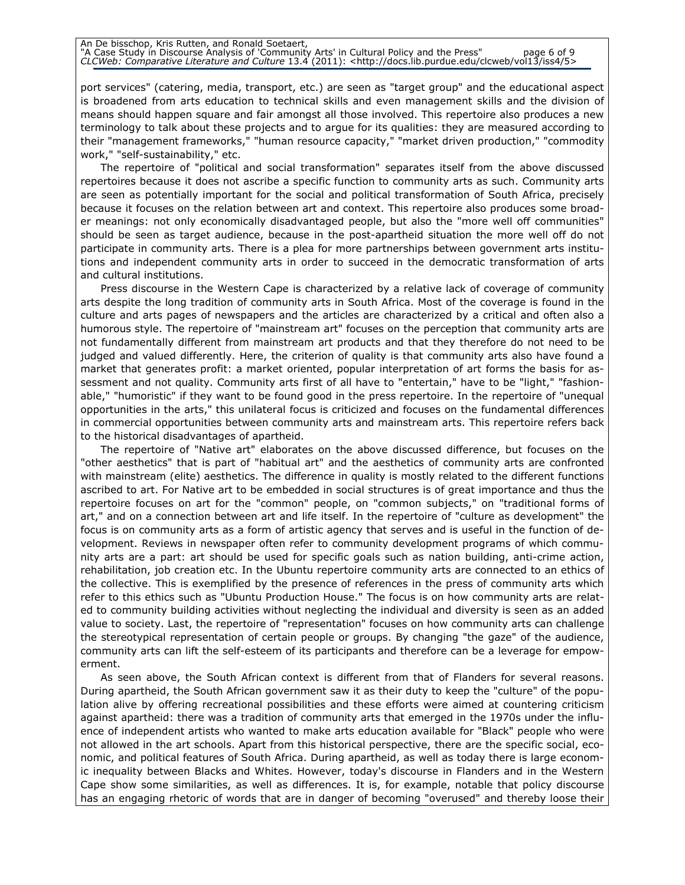port services" (catering, media, transport, etc.) are seen as "target group" and the educational aspect is broadened from arts education to technical skills and even management skills and the division of means should happen square and fair amongst all those involved. This repertoire also produces a new terminology to talk about these projects and to argue for its qualities: they are measured according to their "management frameworks," "human resource capacity," "market driven production," "commodity work," "self-sustainability," etc.

The repertoire of "political and social transformation" separates itself from the above discussed repertoires because it does not ascribe a specific function to community arts as such. Community arts are seen as potentially important for the social and political transformation of South Africa, precisely because it focuses on the relation between art and context. This repertoire also produces some broader meanings: not only economically disadvantaged people, but also the "more well off communities" should be seen as target audience, because in the post-apartheid situation the more well off do not participate in community arts. There is a plea for more partnerships between government arts institutions and independent community arts in order to succeed in the democratic transformation of arts and cultural institutions.

Press discourse in the Western Cape is characterized by a relative lack of coverage of community arts despite the long tradition of community arts in South Africa. Most of the coverage is found in the culture and arts pages of newspapers and the articles are characterized by a critical and often also a humorous style. The repertoire of "mainstream art" focuses on the perception that community arts are not fundamentally different from mainstream art products and that they therefore do not need to be judged and valued differently. Here, the criterion of quality is that community arts also have found a market that generates profit: a market oriented, popular interpretation of art forms the basis for assessment and not quality. Community arts first of all have to "entertain," have to be "light," "fashionable," "humoristic" if they want to be found good in the press repertoire. In the repertoire of "unequal opportunities in the arts," this unilateral focus is criticized and focuses on the fundamental differences in commercial opportunities between community arts and mainstream arts. This repertoire refers back to the historical disadvantages of apartheid.

The repertoire of "Native art" elaborates on the above discussed difference, but focuses on the "other aesthetics" that is part of "habitual art" and the aesthetics of community arts are confronted with mainstream (elite) aesthetics. The difference in quality is mostly related to the different functions ascribed to art. For Native art to be embedded in social structures is of great importance and thus the repertoire focuses on art for the "common" people, on "common subjects," on "traditional forms of art," and on a connection between art and life itself. In the repertoire of "culture as development" the focus is on community arts as a form of artistic agency that serves and is useful in the function of development. Reviews in newspaper often refer to community development programs of which community arts are a part: art should be used for specific goals such as nation building, anti-crime action, rehabilitation, job creation etc. In the Ubuntu repertoire community arts are connected to an ethics of the collective. This is exemplified by the presence of references in the press of community arts which refer to this ethics such as "Ubuntu Production House." The focus is on how community arts are related to community building activities without neglecting the individual and diversity is seen as an added value to society. Last, the repertoire of "representation" focuses on how community arts can challenge the stereotypical representation of certain people or groups. By changing "the gaze" of the audience, community arts can lift the self-esteem of its participants and therefore can be a leverage for empowerment.

As seen above, the South African context is different from that of Flanders for several reasons. During apartheid, the South African government saw it as their duty to keep the "culture" of the population alive by offering recreational possibilities and these efforts were aimed at countering criticism against apartheid: there was a tradition of community arts that emerged in the 1970s under the influence of independent artists who wanted to make arts education available for "Black" people who were not allowed in the art schools. Apart from this historical perspective, there are the specific social, economic, and political features of South Africa. During apartheid, as well as today there is large economic inequality between Blacks and Whites. However, today's discourse in Flanders and in the Western Cape show some similarities, as well as differences. It is, for example, notable that policy discourse has an engaging rhetoric of words that are in danger of becoming "overused" and thereby loose their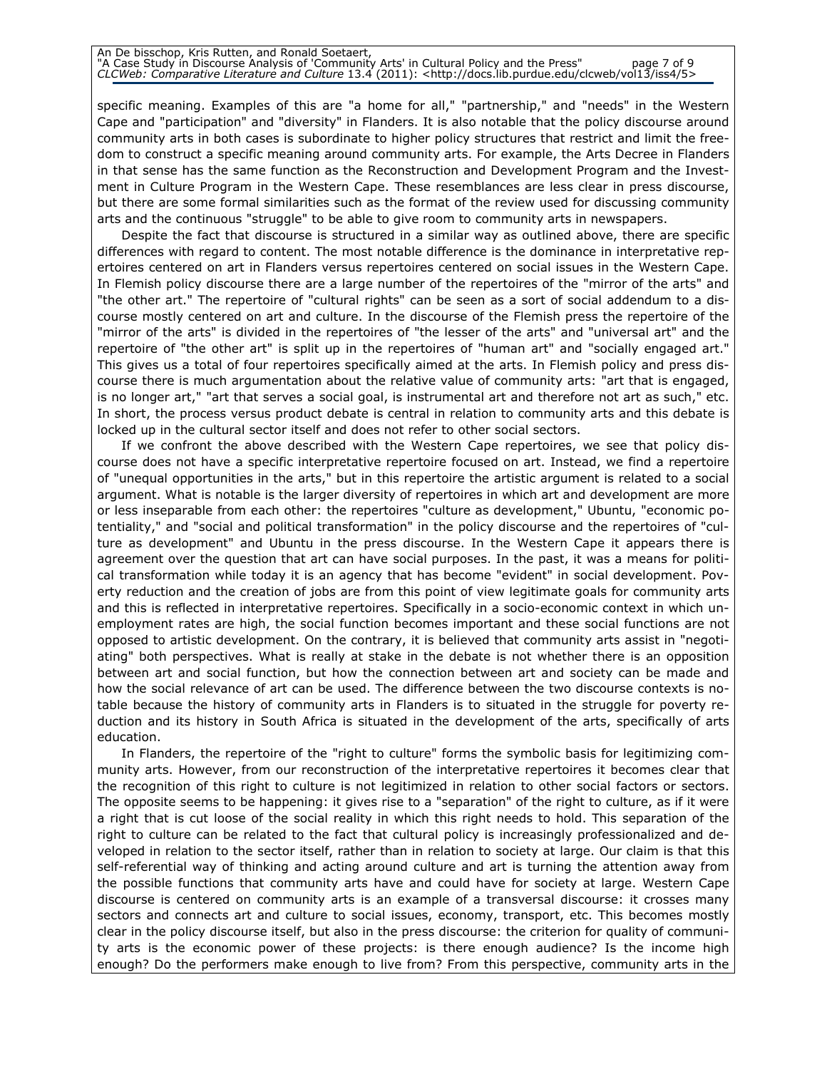specific meaning. Examples of this are "a home for all," "partnership," and "needs" in the Western Cape and "participation" and "diversity" in Flanders. It is also notable that the policy discourse around community arts in both cases is subordinate to higher policy structures that restrict and limit the freedom to construct a specific meaning around community arts. For example, the Arts Decree in Flanders in that sense has the same function as the Reconstruction and Development Program and the Investment in Culture Program in the Western Cape. These resemblances are less clear in press discourse, but there are some formal similarities such as the format of the review used for discussing community arts and the continuous "struggle" to be able to give room to community arts in newspapers.

Despite the fact that discourse is structured in a similar way as outlined above, there are specific differences with regard to content. The most notable difference is the dominance in interpretative repertoires centered on art in Flanders versus repertoires centered on social issues in the Western Cape. In Flemish policy discourse there are a large number of the repertoires of the "mirror of the arts" and "the other art." The repertoire of "cultural rights" can be seen as a sort of social addendum to a discourse mostly centered on art and culture. In the discourse of the Flemish press the repertoire of the "mirror of the arts" is divided in the repertoires of "the lesser of the arts" and "universal art" and the repertoire of "the other art" is split up in the repertoires of "human art" and "socially engaged art." This gives us a total of four repertoires specifically aimed at the arts. In Flemish policy and press discourse there is much argumentation about the relative value of community arts: "art that is engaged, is no longer art," "art that serves a social goal, is instrumental art and therefore not art as such," etc. In short, the process versus product debate is central in relation to community arts and this debate is locked up in the cultural sector itself and does not refer to other social sectors.

If we confront the above described with the Western Cape repertoires, we see that policy discourse does not have a specific interpretative repertoire focused on art. Instead, we find a repertoire of "unequal opportunities in the arts," but in this repertoire the artistic argument is related to a social argument. What is notable is the larger diversity of repertoires in which art and development are more or less inseparable from each other: the repertoires "culture as development," Ubuntu, "economic potentiality," and "social and political transformation" in the policy discourse and the repertoires of "culture as development" and Ubuntu in the press discourse. In the Western Cape it appears there is agreement over the question that art can have social purposes. In the past, it was a means for political transformation while today it is an agency that has become "evident" in social development. Poverty reduction and the creation of jobs are from this point of view legitimate goals for community arts and this is reflected in interpretative repertoires. Specifically in a socio-economic context in which unemployment rates are high, the social function becomes important and these social functions are not opposed to artistic development. On the contrary, it is believed that community arts assist in "negotiating" both perspectives. What is really at stake in the debate is not whether there is an opposition between art and social function, but how the connection between art and society can be made and how the social relevance of art can be used. The difference between the two discourse contexts is notable because the history of community arts in Flanders is to situated in the struggle for poverty reduction and its history in South Africa is situated in the development of the arts, specifically of arts education.

In Flanders, the repertoire of the "right to culture" forms the symbolic basis for legitimizing community arts. However, from our reconstruction of the interpretative repertoires it becomes clear that the recognition of this right to culture is not legitimized in relation to other social factors or sectors. The opposite seems to be happening: it gives rise to a "separation" of the right to culture, as if it were a right that is cut loose of the social reality in which this right needs to hold. This separation of the right to culture can be related to the fact that cultural policy is increasingly professionalized and developed in relation to the sector itself, rather than in relation to society at large. Our claim is that this self-referential way of thinking and acting around culture and art is turning the attention away from the possible functions that community arts have and could have for society at large. Western Cape discourse is centered on community arts is an example of a transversal discourse: it crosses many sectors and connects art and culture to social issues, economy, transport, etc. This becomes mostly clear in the policy discourse itself, but also in the press discourse: the criterion for quality of community arts is the economic power of these projects: is there enough audience? Is the income high enough? Do the performers make enough to live from? From this perspective, community arts in the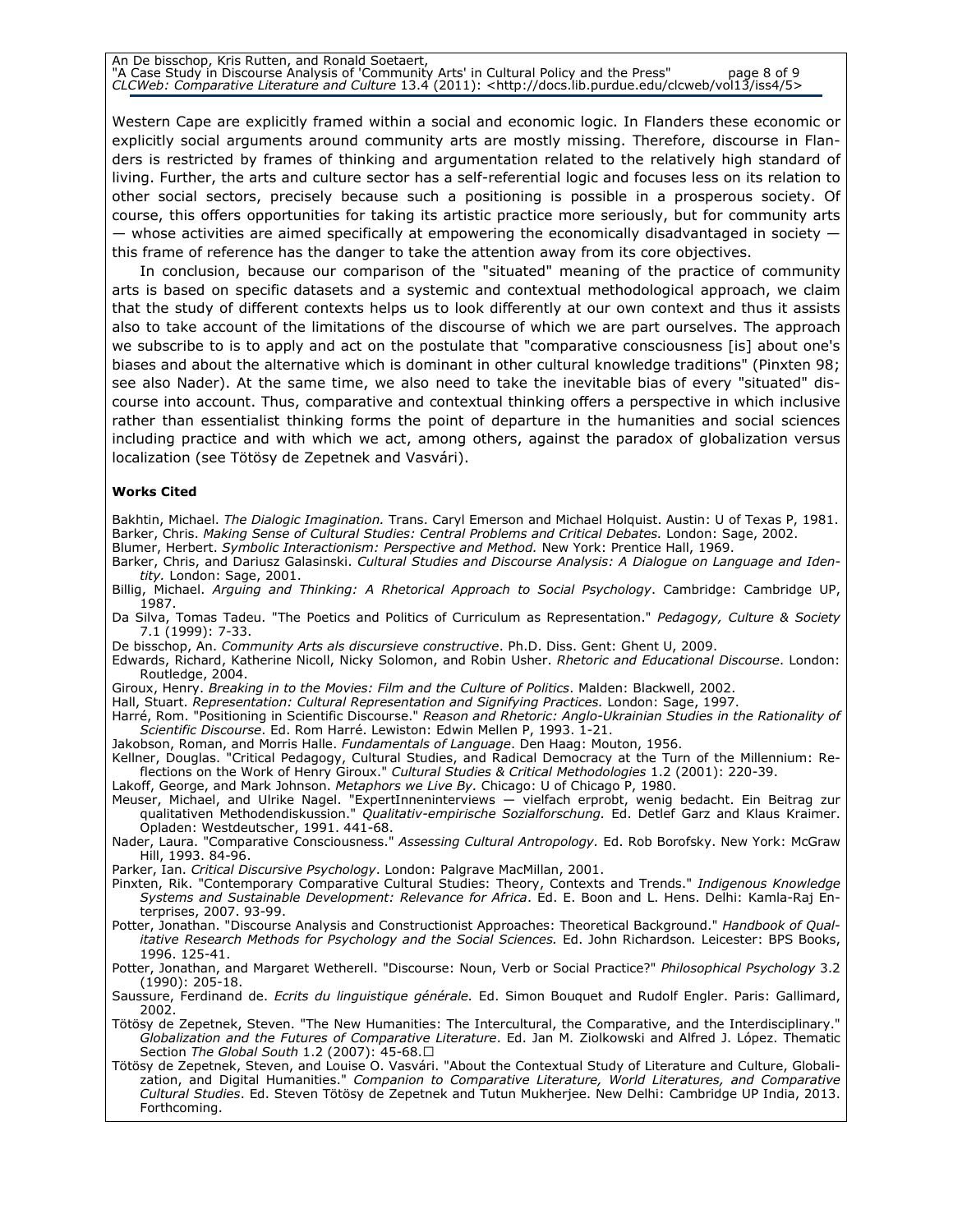Western Cape are explicitly framed within a social and economic logic. In Flanders these economic or explicitly social arguments around community arts are mostly missing. Therefore, discourse in Flanders is restricted by frames of thinking and argumentation related to the relatively high standard of living. Further, the arts and culture sector has a self-referential logic and focuses less on its relation to other social sectors, precisely because such a positioning is possible in a prosperous society. Of course, this offers opportunities for taking its artistic practice more seriously, but for community arts — whose activities are aimed specifically at empowering the economically disadvantaged in society — this frame of reference has the danger to take the attention away from its core objectives.

In conclusion, because our comparison of the "situated" meaning of the practice of community arts is based on specific datasets and a systemic and contextual methodological approach, we claim that the study of different contexts helps us to look differently at our own context and thus it assists also to take account of the limitations of the discourse of which we are part ourselves. The approach we subscribe to is to apply and act on the postulate that "comparative consciousness [is] about one's biases and about the alternative which is dominant in other cultural knowledge traditions" (Pinxten 98; see also Nader). At the same time, we also need to take the inevitable bias of every "situated" discourse into account. Thus, comparative and contextual thinking offers a perspective in which inclusive rather than essentialist thinking forms the point of departure in the humanities and social sciences including practice and with which we act, among others, against the paradox of globalization versus localization (see Tötösy de Zepetnek and Vasvári).

**Works Cited**

Bakhtin, Michael. *The Dialogic Imagination.* Trans. Caryl Emerson and Michael Holquist. Austin: U of Texas P, 1981.

Barker, Chris. *Making Sense of Cultural Studies: Central Problems and Critical Debates.* London: Sage, 2002.

Blumer, Herbert. *Symbolic Interactionism: Perspective and Method.* New York: Prentice Hall, 1969.

Barker, Chris, and Dariusz Galasinski. *Cultural Studies and Discourse Analysis: A Dialogue on Language and Identity.* London: Sage, 2001.

Billig, Michael. *Arguing and Thinking: A Rhetorical Approach to Social Psychology*. Cambridge: Cambridge UP, 1987.

Da Silva, Tomas Tadeu. "The Poetics and Politics of Curriculum as Representation." *Pedagogy, Culture & Society* 7.1 (1999): 7-33.

De bisschop, An. *Community Arts als discursieve constructive*. Ph.D. Diss. Gent: Ghent U, 2009.

Edwards, Richard, Katherine Nicoll, Nicky Solomon, and Robin Usher. *Rhetoric and Educational Discourse*. London: Routledge, 2004.

Giroux, Henry. *Breaking in to the Movies: Film and the Culture of Politics*. Malden: Blackwell, 2002.

Hall, Stuart. *Representation: Cultural Representation and Signifying Practices.* London: Sage, 1997.

Harré, Rom. "Positioning in Scientific Discourse." *Reason and Rhetoric: Anglo-Ukrainian Studies in the Rationality of Scientific Discourse*. Ed. Rom Harré. Lewiston: Edwin Mellen P, 1993. 1-21.

Jakobson, Roman, and Morris Halle. *Fundamentals of Language*. Den Haag: Mouton, 1956.

Kellner, Douglas. "Critical Pedagogy, Cultural Studies, and Radical Democracy at the Turn of the Millennium: Reflections on the Work of Henry Giroux." *Cultural Studies & Critical Methodologies* 1.2 (2001): 220-39.

Lakoff, George, and Mark Johnson. *Metaphors we Live By.* Chicago: U of Chicago P, 1980.

Meuser, Michael, and Ulrike Nagel. "ExpertInneninterviews — vielfach erprobt, wenig bedacht. Ein Beitrag zur qualitativen Methodendiskussion." *Qualitativ-empirische Sozialforschung.* Ed. Detlef Garz and Klaus Kraimer. Opladen: Westdeutscher, 1991. 441-68.

Nader, Laura. "Comparative Consciousness." *Assessing Cultural Antropology.* Ed. Rob Borofsky. New York: McGraw Hill, 1993. 84-96.

Parker, Ian. *Critical Discursive Psychology*. London: Palgrave MacMillan, 2001.

Pinxten, Rik. "Contemporary Comparative Cultural Studies: Theory, Contexts and Trends." *Indigenous Knowledge Systems and Sustainable Development: Relevance for Africa*. Ed. E. Boon and L. Hens. Delhi: Kamla-Raj Enterprises, 2007. 93-99.

Potter, Jonathan. "Discourse Analysis and Constructionist Approaches: Theoretical Background." *Handbook of Qualitative Research Methods for Psychology and the Social Sciences.* Ed. John Richardson. Leicester: BPS Books, 1996. 125-41.

Potter, Jonathan, and Margaret Wetherell. "Discourse: Noun, Verb or Social Practice?" *Philosophical Psychology* 3.2 (1990): 205-18.

Saussure, Ferdinand de. *Ecrits du linguistique générale.* Ed. Simon Bouquet and Rudolf Engler. Paris: Gallimard, 2002.

Tötösy de Zepetnek, Steven. "The New Humanities: The Intercultural, the Comparative, and the Interdisciplinary." *Globalization and the Futures of Comparative Literature*. Ed. Jan M. Ziolkowski and Alfred J. López. Thematic Section *The Global South* 1.2 (2007): 45-68.

Tötösy de Zepetnek, Steven, and Louise O. Vasvári. "About the Contextual Study of Literature and Culture, Globalization, and Digital Humanities." *Companion to Comparative Literature, World Literatures, and Comparative Cultural Studies*. Ed. Steven Tötösy de Zepetnek and Tutun Mukherjee. New Delhi: Cambridge UP India, 2013. Forthcoming.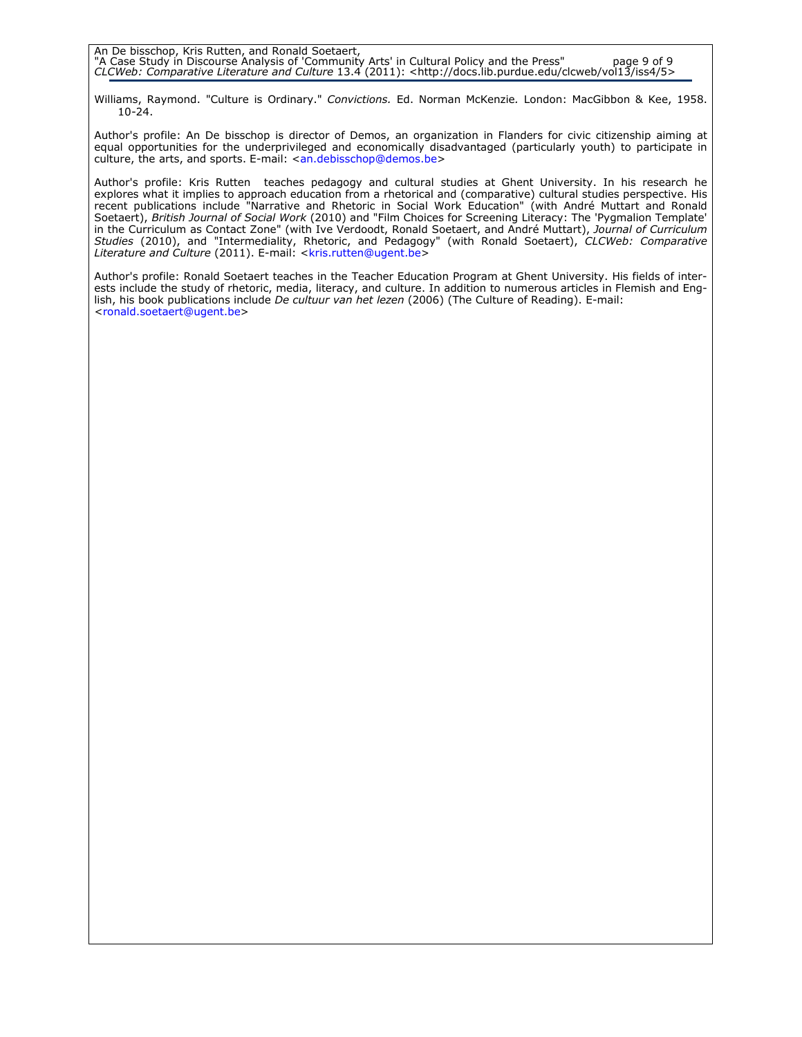Williams, Raymond. "Culture is Ordinary." *Convictions.* Ed. Norman McKenzie. London: MacGibbon & Kee, 1958. 10-24.

Author's profile: An De bisschop is director of Demos, an organization in Flanders for civic citizenship aiming at equal opportunities for the underprivileged and economically disadvantaged (particularly youth) to participate in culture, the arts, and sports. E-mail: <an.debisschop@demos.be>

Author's profile: Kris Rutten teaches pedagogy and cultural studies at Ghent University. In his research he explores what it implies to approach education from a rhetorical and (comparative) cultural studies perspective. His recent publications include "Narrative and Rhetoric in Social Work Education" (with André Muttart and Ronald Soetaert), *British Journal of Social Work* (2010) and "Film Choices for Screening Literacy: The 'Pygmalion Template' in the Curriculum as Contact Zone" (with Ive Verdoodt, Ronald Soetaert, and André Muttart), *Journal of Curriculum Studies* (2010), and "Intermediality, Rhetoric, and Pedagogy" (with Ronald Soetaert), *CLCWeb: Comparative Literature and Culture* (2011). E-mail: <kris.rutten@ugent.be>

Author's profile: Ronald Soetaert teaches in the Teacher Education Program at Ghent University. His fields of interests include the study of rhetoric, media, literacy, and culture. In addition to numerous articles in Flemish and English, his book publications include *De cultuur van het lezen* (2006) (The Culture of Reading). E-mail: <ronald.soetaert@ugent.be>